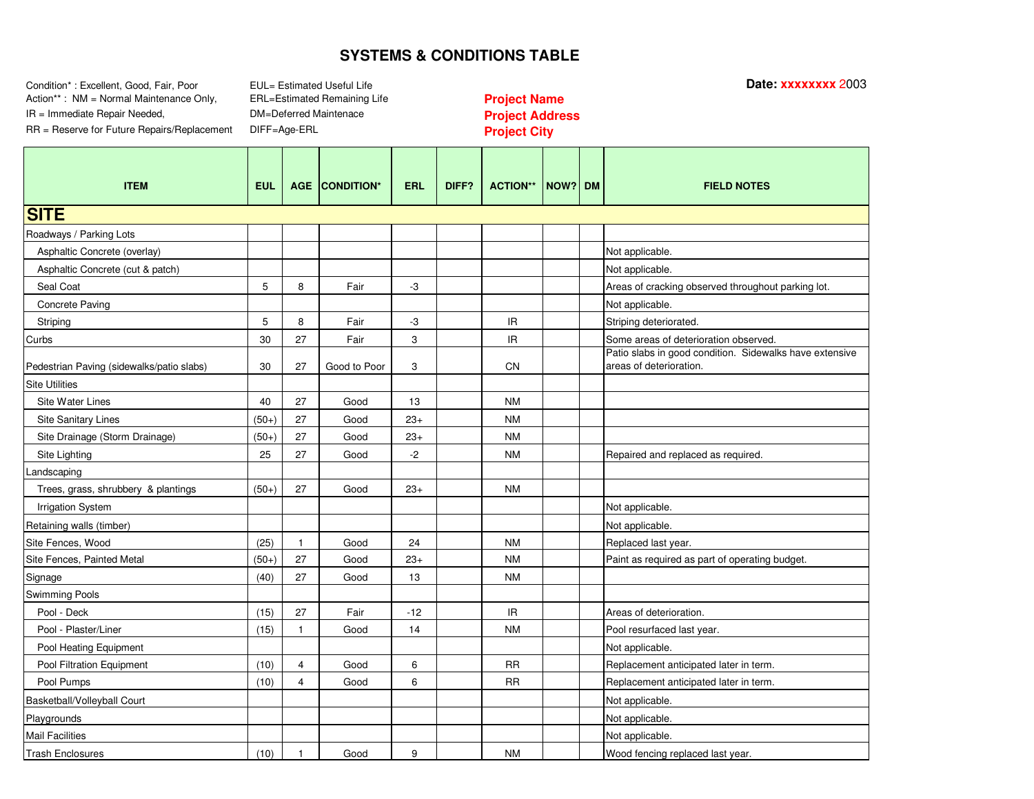# SYSTEMS & CONDITIONS TABLE

Condition* : Excellent, Good, Fair, Poor
Action** : NM = Normal Maintenance Only,
IR = Immediate Repair Needed,
RR = Reserve for Future Repairs/Replacement

EUL= Estimated Useful Life
ERL=Estimated Remaining Life
DM=Deferred Maintenace
DIFF=Age-ERL

**Project Name**
**Project Address**
**Project City**

**Date: xxxxxxxx 2003**

| ITEM | EUL | AGE | CONDITION* | ERL | DIFF? | ACTION** | NOW? | DM | FIELD NOTES |
|---|---|---|---|---|---|---|---|---|---|
| **SITE** | | | | | | | | | |
| Roadways / Parking Lots | | | | | | | | | |
| Asphaltic Concrete (overlay) | | | | | | | | | Not applicable. |
| Asphaltic Concrete (cut & patch) | | | | | | | | | Not applicable. |
| Seal Coat | 5 | 8 | Fair | -3 | | | | | Areas of cracking observed throughout parking lot. |
| Concrete Paving | | | | | | | | | Not applicable. |
| Striping | 5 | 8 | Fair | -3 | | IR | | | Striping deteriorated. |
| Curbs | 30 | 27 | Fair | 3 | | IR | | | Some areas of deterioration observed. |
| Pedestrian Paving (sidewalks/patio slabs) | 30 | 27 | Good to Poor | 3 | | CN | | | Patio slabs in good condition. Sidewalks have extensive areas of deterioration. |
| Site Utilities | | | | | | | | | |
| Site Water Lines | 40 | 27 | Good | 13 | | NM | | | |
| Site Sanitary Lines | (50+) | 27 | Good | 23+ | | NM | | | |
| Site Drainage (Storm Drainage) | (50+) | 27 | Good | 23+ | | NM | | | |
| Site Lighting | 25 | 27 | Good | -2 | | NM | | | Repaired and replaced as required. |
| Landscaping | | | | | | | | | |
| Trees, grass, shrubbery & plantings | (50+) | 27 | Good | 23+ | | NM | | | |
| Irrigation System | | | | | | | | | Not applicable. |
| Retaining walls (timber) | | | | | | | | | Not applicable. |
| Site Fences, Wood | (25) | 1 | Good | 24 | | NM | | | Replaced last year. |
| Site Fences, Painted Metal | (50+) | 27 | Good | 23+ | | NM | | | Paint as required as part of operating budget. |
| Signage | (40) | 27 | Good | 13 | | NM | | | |
| Swimming Pools | | | | | | | | | |
| Pool - Deck | (15) | 27 | Fair | -12 | | IR | | | Areas of deterioration. |
| Pool - Plaster/Liner | (15) | 1 | Good | 14 | | NM | | | Pool resurfaced last year. |
| Pool Heating Equipment | | | | | | | | | Not applicable. |
| Pool Filtration Equipment | (10) | 4 | Good | 6 | | RR | | | Replacement anticipated later in term. |
| Pool Pumps | (10) | 4 | Good | 6 | | RR | | | Replacement anticipated later in term. |
| Basketball/Volleyball Court | | | | | | | | | Not applicable. |
| Playgrounds | | | | | | | | | Not applicable. |
| Mail Facilities | | | | | | | | | Not applicable. |
| Trash Enclosures | (10) | 1 | Good | 9 | | NM | | | Wood fencing replaced last year. |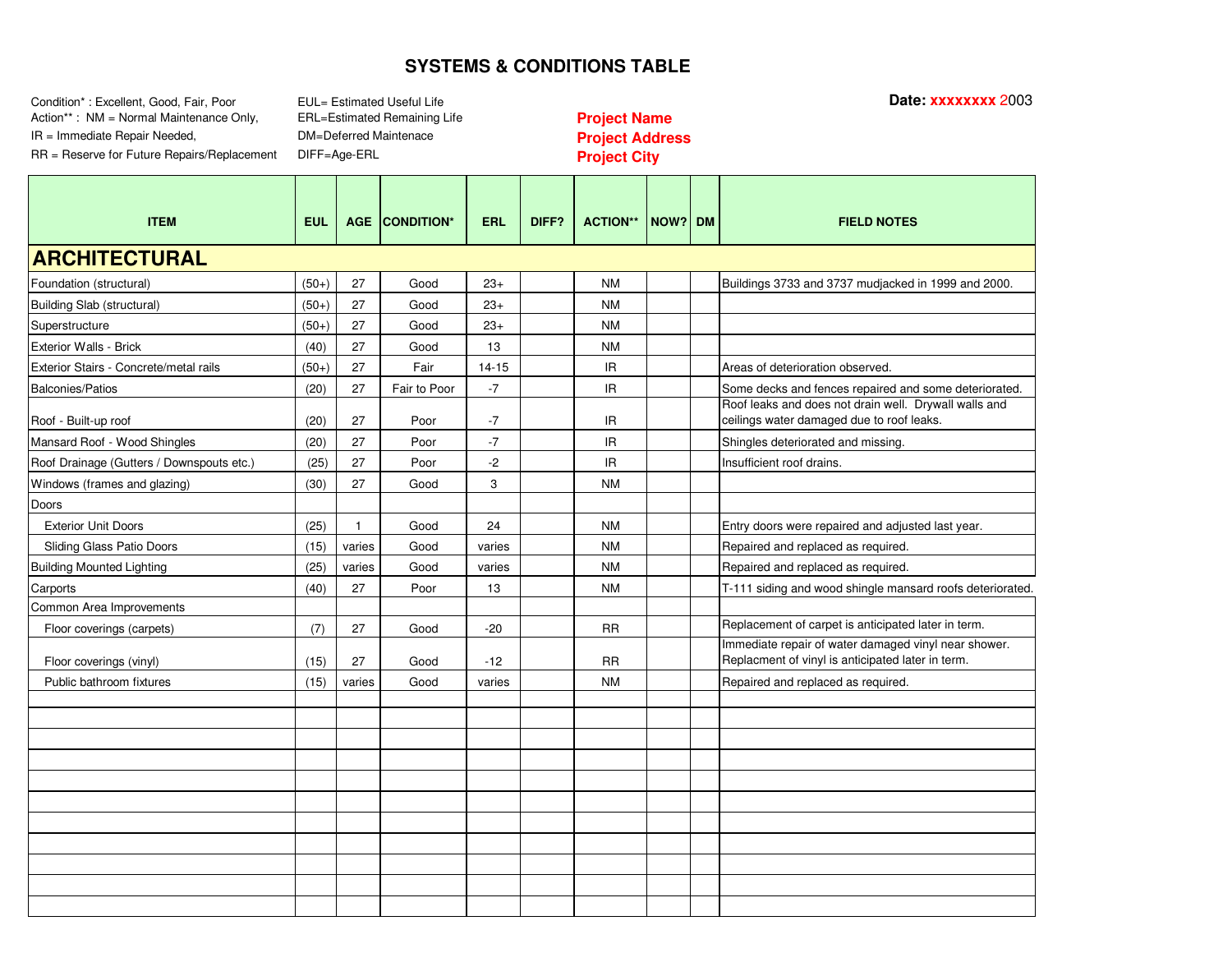# SYSTEMS & CONDITIONS TABLE

Condition* : Excellent, Good, Fair, Poor
Action** : NM = Normal Maintenance Only,
IR = Immediate Repair Needed,
RR = Reserve for Future Repairs/Replacement

EUL= Estimated Useful Life
ERL=Estimated Remaining Life
DM=Deferred Maintenace
DIFF=Age-ERL

**Project Name**
**Project Address**
**Project City**

**Date: xxxxxxxx 2003**

| ITEM | EUL | AGE | CONDITION* | ERL | DIFF? | ACTION** | NOW? | DM | FIELD NOTES |
|---|---|---|---|---|---|---|---|---|---|
| **ARCHITECTURAL** | | | | | | | | | |
| Foundation (structural) | (50+) | 27 | Good | 23+ | | NM | | | Buildings 3733 and 3737 mudjacked in 1999 and 2000. |
| Building Slab (structural) | (50+) | 27 | Good | 23+ | | NM | | | |
| Superstructure | (50+) | 27 | Good | 23+ | | NM | | | |
| Exterior Walls - Brick | (40) | 27 | Good | 13 | | NM | | | |
| Exterior Stairs - Concrete/metal rails | (50+) | 27 | Fair | 14-15 | | IR | | | Areas of deterioration observed. |
| Balconies/Patios | (20) | 27 | Fair to Poor | -7 | | IR | | | Some decks and fences repaired and some deteriorated. |
| Roof - Built-up roof | (20) | 27 | Poor | -7 | | IR | | | Roof leaks and does not drain well. Drywall walls and ceilings water damaged due to roof leaks. |
| Mansard Roof - Wood Shingles | (20) | 27 | Poor | -7 | | IR | | | Shingles deteriorated and missing. |
| Roof Drainage (Gutters / Downspouts etc.) | (25) | 27 | Poor | -2 | | IR | | | Insufficient roof drains. |
| Windows (frames and glazing) | (30) | 27 | Good | 3 | | NM | | | |
| Doors | | | | | | | | | |
| Exterior Unit Doors | (25) | 1 | Good | 24 | | NM | | | Entry doors were repaired and adjusted last year. |
| Sliding Glass Patio Doors | (15) | varies | Good | varies | | NM | | | Repaired and replaced as required. |
| Building Mounted Lighting | (25) | varies | Good | varies | | NM | | | Repaired and replaced as required. |
| Carports | (40) | 27 | Poor | 13 | | NM | | | T-111 siding and wood shingle mansard roofs deteriorated. |
| Common Area Improvements | | | | | | | | | |
| Floor coverings (carpets) | (7) | 27 | Good | -20 | | RR | | | Replacement of carpet is anticipated later in term. |
| Floor coverings (vinyl) | (15) | 27 | Good | -12 | | RR | | | Immediate repair of water damaged vinyl near shower. Replacment of vinyl is anticipated later in term. |
| Public bathroom fixtures | (15) | varies | Good | varies | | NM | | | Repaired and replaced as required. |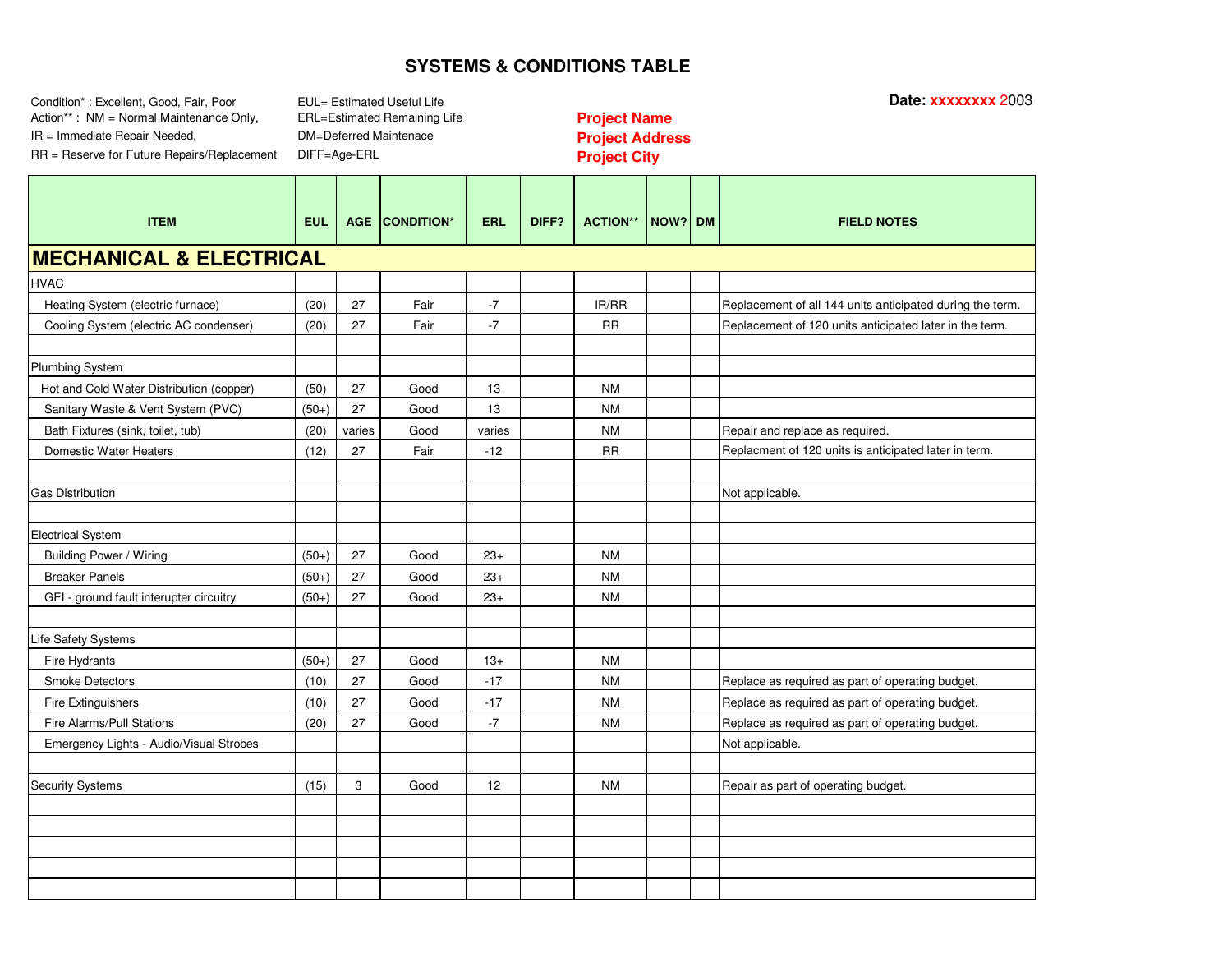# SYSTEMS & CONDITIONS TABLE

Condition* : Excellent, Good, Fair, Poor
Action** : NM = Normal Maintenance Only,
IR = Immediate Repair Needed,
RR = Reserve for Future Repairs/Replacement

EUL= Estimated Useful Life
ERL=Estimated Remaining Life
DM=Deferred Maintenace
DIFF=Age-ERL

**Project Name**
**Project Address**
**Project City**

**Date: xxxxxxxx 2003**

| ITEM | EUL | AGE | CONDITION* | ERL | DIFF? | ACTION** | NOW? | DM | FIELD NOTES |
|---|---|---|---|---|---|---|---|---|---|
| **MECHANICAL & ELECTRICAL** | | | | | | | | | |
| HVAC | | | | | | | | | |
| Heating System (electric furnace) | (20) | 27 | Fair | -7 | | IR/RR | | | Replacement of all 144 units anticipated during the term. |
| Cooling System (electric AC condenser) | (20) | 27 | Fair | -7 | | RR | | | Replacement of 120 units anticipated later in the term. |
| | | | | | | | | | |
| Plumbing System | | | | | | | | | |
| Hot and Cold Water Distribution (copper) | (50) | 27 | Good | 13 | | NM | | | |
| Sanitary Waste & Vent System (PVC) | (50+) | 27 | Good | 13 | | NM | | | |
| Bath Fixtures (sink, toilet, tub) | (20) | varies | Good | varies | | NM | | | Repair and replace as required. |
| Domestic Water Heaters | (12) | 27 | Fair | -12 | | RR | | | Replacment of 120 units is anticipated later in term. |
| | | | | | | | | | |
| Gas Distribution | | | | | | | | | Not applicable. |
| | | | | | | | | | |
| Electrical System | | | | | | | | | |
| Building Power / Wiring | (50+) | 27 | Good | 23+ | | NM | | | |
| Breaker Panels | (50+) | 27 | Good | 23+ | | NM | | | |
| GFI - ground fault interupter circuitry | (50+) | 27 | Good | 23+ | | NM | | | |
| | | | | | | | | | |
| Life Safety Systems | | | | | | | | | |
| Fire Hydrants | (50+) | 27 | Good | 13+ | | NM | | | |
| Smoke Detectors | (10) | 27 | Good | -17 | | NM | | | Replace as required as part of operating budget. |
| Fire Extinguishers | (10) | 27 | Good | -17 | | NM | | | Replace as required as part of operating budget. |
| Fire Alarms/Pull Stations | (20) | 27 | Good | -7 | | NM | | | Replace as required as part of operating budget. |
| Emergency Lights - Audio/Visual Strobes | | | | | | | | | Not applicable. |
| | | | | | | | | | |
| Security Systems | (15) | 3 | Good | 12 | | NM | | | Repair as part of operating budget. |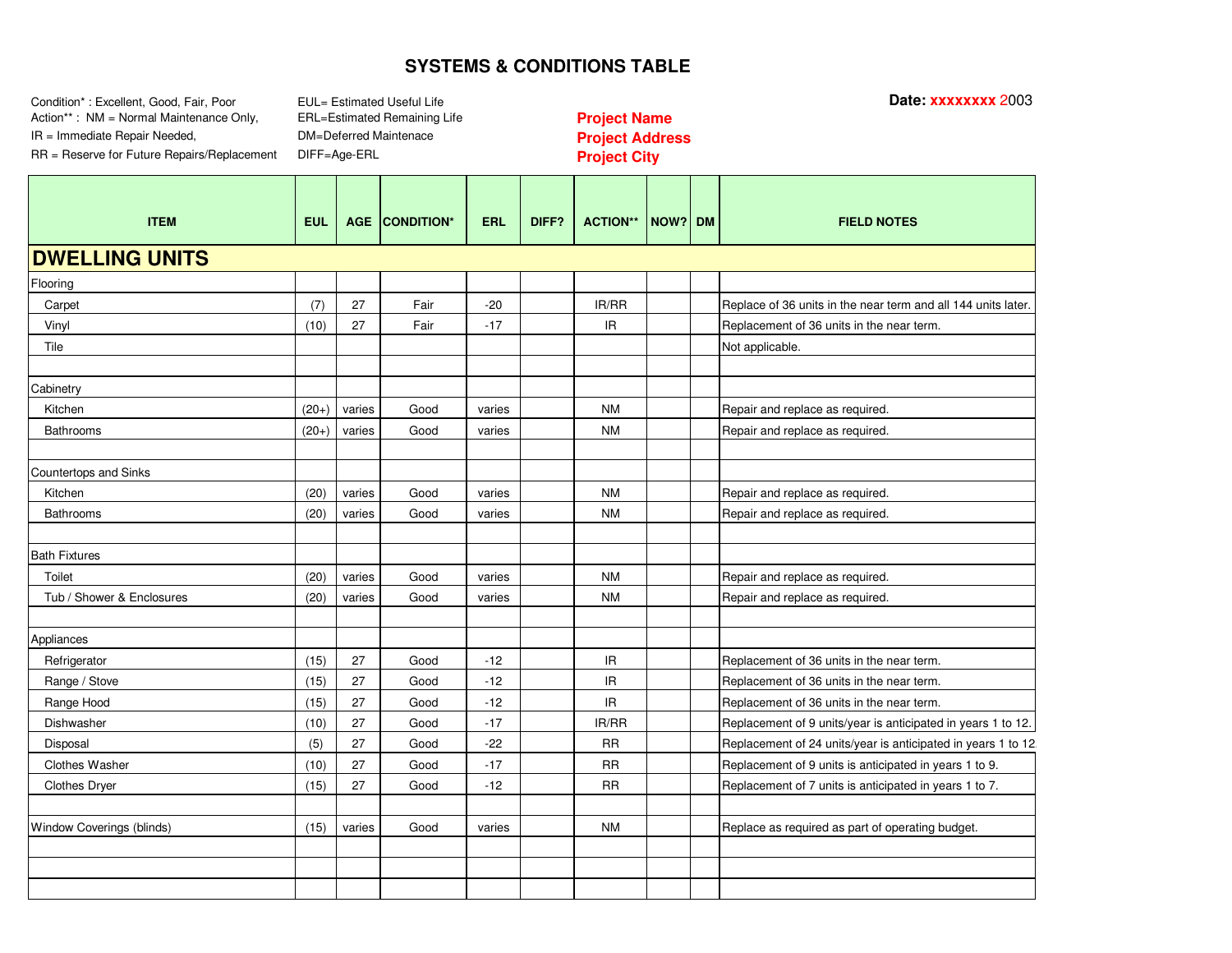# SYSTEMS & CONDITIONS TABLE

Condition* : Excellent, Good, Fair, Poor
Action** : NM = Normal Maintenance Only,
IR = Immediate Repair Needed,
RR = Reserve for Future Repairs/Replacement

EUL= Estimated Useful Life
ERL=Estimated Remaining Life
DM=Deferred Maintenace
DIFF=Age-ERL

**Project Name**
**Project Address**
**Project City**

**Date: xxxxxxxx 2003**

| ITEM | EUL | AGE | CONDITION* | ERL | DIFF? | ACTION** | NOW? | DM | FIELD NOTES |
|---|---|---|---|---|---|---|---|---|---|
| **DWELLING UNITS** | | | | | | | | | |
| Flooring | | | | | | | | | |
| Carpet | (7) | 27 | Fair | -20 | | IR/RR | | | Replace of 36 units in the near term and all 144 units later. |
| Vinyl | (10) | 27 | Fair | -17 | | IR | | | Replacement of 36 units in the near term. |
| Tile | | | | | | | | | Not applicable. |
| | | | | | | | | | |
| Cabinetry | | | | | | | | | |
| Kitchen | (20+) | varies | Good | varies | | NM | | | Repair and replace as required. |
| Bathrooms | (20+) | varies | Good | varies | | NM | | | Repair and replace as required. |
| | | | | | | | | | |
| Countertops and Sinks | | | | | | | | | |
| Kitchen | (20) | varies | Good | varies | | NM | | | Repair and replace as required. |
| Bathrooms | (20) | varies | Good | varies | | NM | | | Repair and replace as required. |
| | | | | | | | | | |
| Bath Fixtures | | | | | | | | | |
| Toilet | (20) | varies | Good | varies | | NM | | | Repair and replace as required. |
| Tub / Shower & Enclosures | (20) | varies | Good | varies | | NM | | | Repair and replace as required. |
| | | | | | | | | | |
| Appliances | | | | | | | | | |
| Refrigerator | (15) | 27 | Good | -12 | | IR | | | Replacement of 36 units in the near term. |
| Range / Stove | (15) | 27 | Good | -12 | | IR | | | Replacement of 36 units in the near term. |
| Range Hood | (15) | 27 | Good | -12 | | IR | | | Replacement of 36 units in the near term. |
| Dishwasher | (10) | 27 | Good | -17 | | IR/RR | | | Replacement of 9 units/year is anticipated in years 1 to 12. |
| Disposal | (5) | 27 | Good | -22 | | RR | | | Replacement of 24 units/year is anticipated in years 1 to 12. |
| Clothes Washer | (10) | 27 | Good | -17 | | RR | | | Replacement of 9 units is anticipated in years 1 to 9. |
| Clothes Dryer | (15) | 27 | Good | -12 | | RR | | | Replacement of 7 units is anticipated in years 1 to 7. |
| | | | | | | | | | |
| Window Coverings (blinds) | (15) | varies | Good | varies | | NM | | | Replace as required as part of operating budget. |
| | | | | | | | | | |
| | | | | | | | | | |
| | | | | | | | | | |